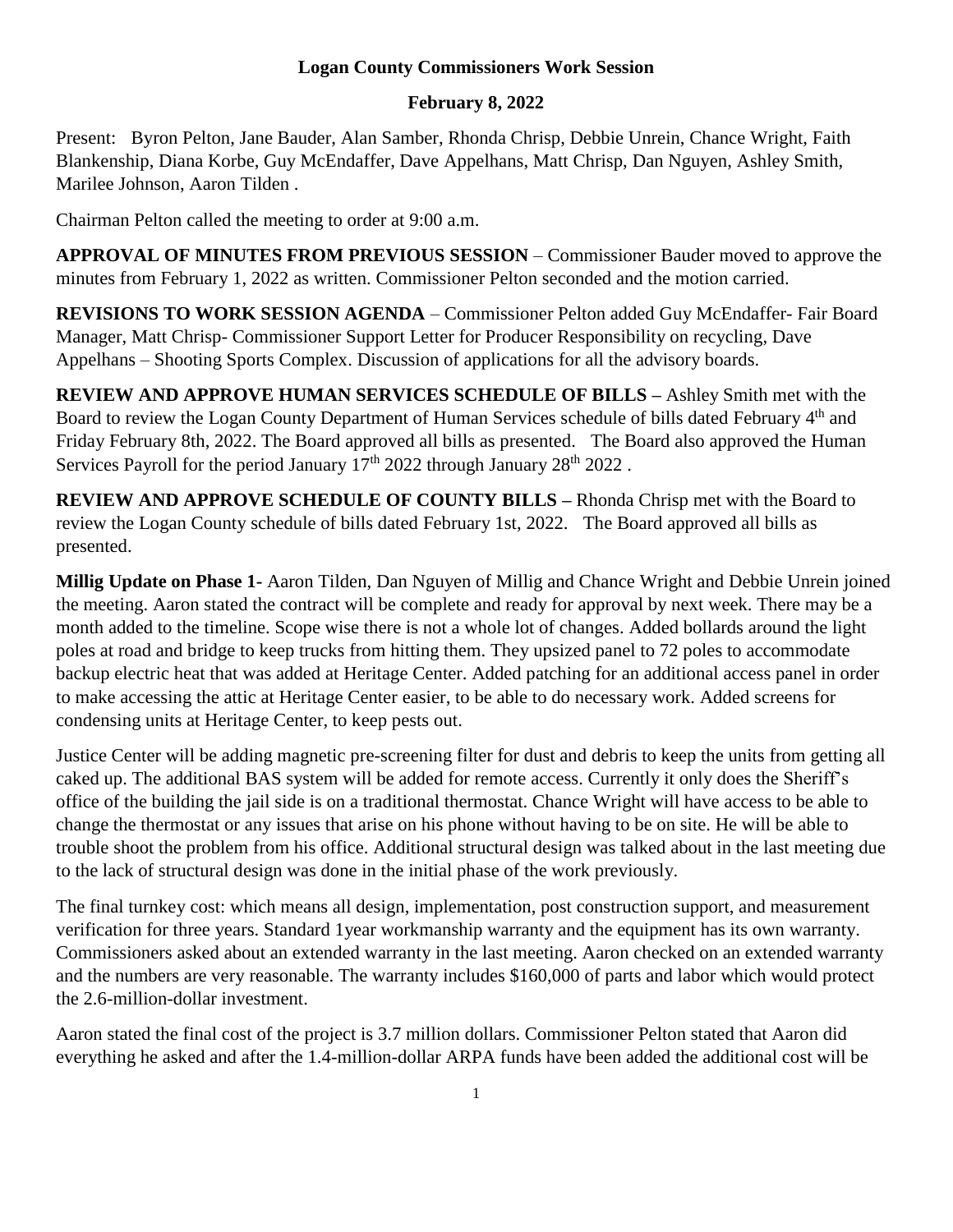**Logan County Commissioners Work Session**

**February 8, 2022**

Present: Byron Pelton, Jane Bauder, Alan Samber, Rhonda Chrisp, Debbie Unrein, Chance Wright, Faith Blankenship, Diana Korbe, Guy McEndaffer, Dave Appelhans, Matt Chrisp, Dan Nguyen, Ashley Smith, Marilee Johnson, Aaron Tilden .

Chairman Pelton called the meeting to order at 9:00 a.m.

**APPROVAL OF MINUTES FROM PREVIOUS SESSION** – Commissioner Bauder moved to approve the minutes from February 1, 2022 as written. Commissioner Pelton seconded and the motion carried.

**REVISIONS TO WORK SESSION AGENDA** – Commissioner Pelton added Guy McEndaffer- Fair Board Manager, Matt Chrisp- Commissioner Support Letter for Producer Responsibility on recycling, Dave Appelhans – Shooting Sports Complex. Discussion of applications for all the advisory boards.

**REVIEW AND APPROVE HUMAN SERVICES SCHEDULE OF BILLS –** Ashley Smith met with the Board to review the Logan County Department of Human Services schedule of bills dated February 4th and Friday February 8th, 2022. The Board approved all bills as presented. The Board also approved the Human Services Payroll for the period January 17th 2022 through January 28th 2022 .

**REVIEW AND APPROVE SCHEDULE OF COUNTY BILLS –** Rhonda Chrisp met with the Board to review the Logan County schedule of bills dated February 1st, 2022. The Board approved all bills as presented.

**Millig Update on Phase 1-** Aaron Tilden, Dan Nguyen of Millig and Chance Wright and Debbie Unrein joined the meeting. Aaron stated the contract will be complete and ready for approval by next week. There may be a month added to the timeline. Scope wise there is not a whole lot of changes. Added bollards around the light poles at road and bridge to keep trucks from hitting them. They upsized panel to 72 poles to accommodate backup electric heat that was added at Heritage Center. Added patching for an additional access panel in order to make accessing the attic at Heritage Center easier, to be able to do necessary work. Added screens for condensing units at Heritage Center, to keep pests out.

Justice Center will be adding magnetic pre-screening filter for dust and debris to keep the units from getting all caked up. The additional BAS system will be added for remote access. Currently it only does the Sheriff's office of the building the jail side is on a traditional thermostat. Chance Wright will have access to be able to change the thermostat or any issues that arise on his phone without having to be on site. He will be able to trouble shoot the problem from his office. Additional structural design was talked about in the last meeting due to the lack of structural design was done in the initial phase of the work previously.

The final turnkey cost: which means all design, implementation, post construction support, and measurement verification for three years. Standard 1year workmanship warranty and the equipment has its own warranty. Commissioners asked about an extended warranty in the last meeting. Aaron checked on an extended warranty and the numbers are very reasonable. The warranty includes $160,000 of parts and labor which would protect the 2.6-million-dollar investment.

Aaron stated the final cost of the project is 3.7 million dollars. Commissioner Pelton stated that Aaron did everything he asked and after the 1.4-million-dollar ARPA funds have been added the additional cost will be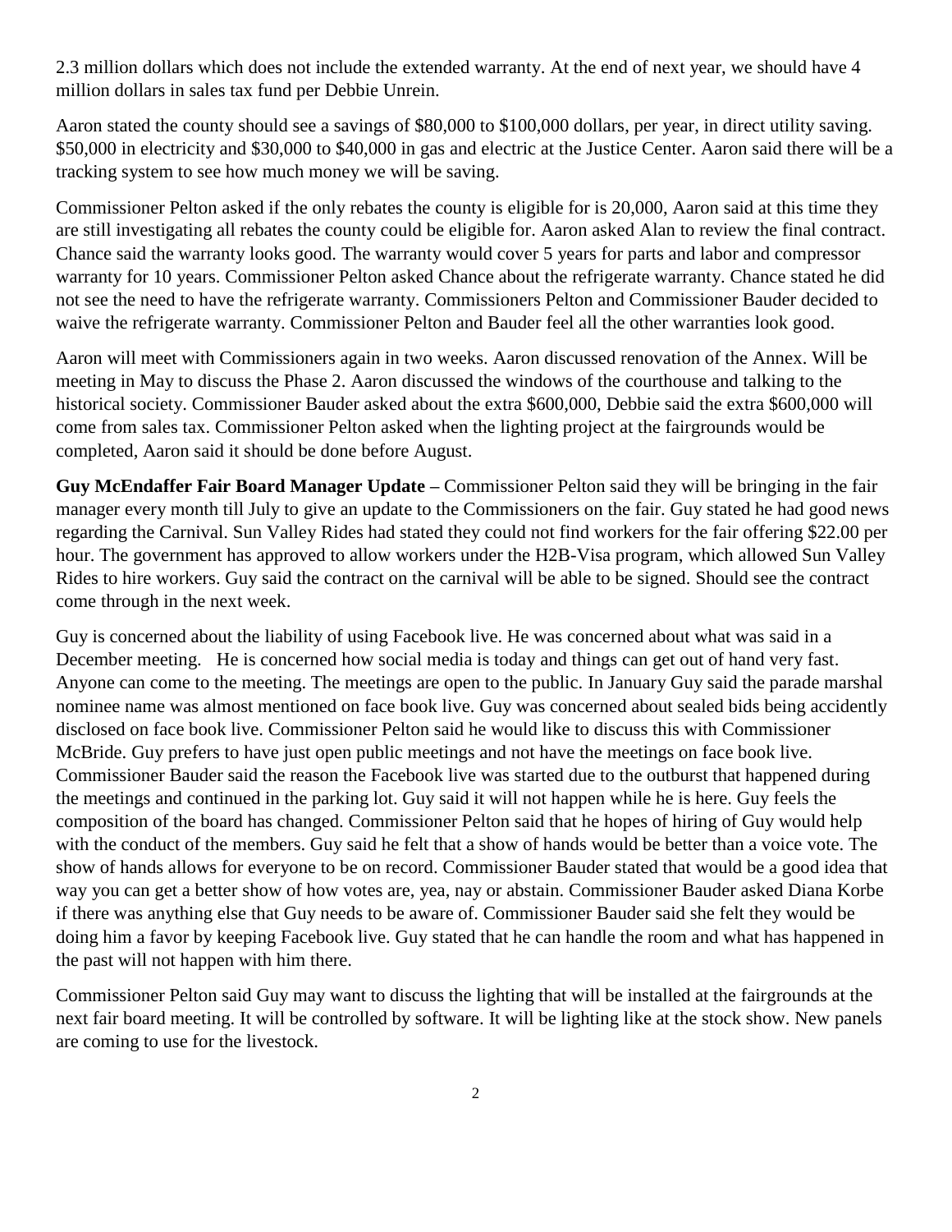2.3 million dollars which does not include the extended warranty. At the end of next year, we should have 4 million dollars in sales tax fund per Debbie Unrein.

Aaron stated the county should see a savings of $80,000 to $100,000 dollars, per year, in direct utility saving. $50,000 in electricity and $30,000 to $40,000 in gas and electric at the Justice Center. Aaron said there will be a tracking system to see how much money we will be saving.

Commissioner Pelton asked if the only rebates the county is eligible for is 20,000, Aaron said at this time they are still investigating all rebates the county could be eligible for. Aaron asked Alan to review the final contract. Chance said the warranty looks good. The warranty would cover 5 years for parts and labor and compressor warranty for 10 years. Commissioner Pelton asked Chance about the refrigerate warranty. Chance stated he did not see the need to have the refrigerate warranty. Commissioners Pelton and Commissioner Bauder decided to waive the refrigerate warranty. Commissioner Pelton and Bauder feel all the other warranties look good.

Aaron will meet with Commissioners again in two weeks. Aaron discussed renovation of the Annex. Will be meeting in May to discuss the Phase 2. Aaron discussed the windows of the courthouse and talking to the historical society. Commissioner Bauder asked about the extra $600,000, Debbie said the extra $600,000 will come from sales tax. Commissioner Pelton asked when the lighting project at the fairgrounds would be completed, Aaron said it should be done before August.

**Guy McEndaffer Fair Board Manager Update –** Commissioner Pelton said they will be bringing in the fair manager every month till July to give an update to the Commissioners on the fair. Guy stated he had good news regarding the Carnival. Sun Valley Rides had stated they could not find workers for the fair offering $22.00 per hour. The government has approved to allow workers under the H2B-Visa program, which allowed Sun Valley Rides to hire workers. Guy said the contract on the carnival will be able to be signed. Should see the contract come through in the next week.

Guy is concerned about the liability of using Facebook live. He was concerned about what was said in a December meeting. He is concerned how social media is today and things can get out of hand very fast. Anyone can come to the meeting. The meetings are open to the public. In January Guy said the parade marshal nominee name was almost mentioned on face book live. Guy was concerned about sealed bids being accidently disclosed on face book live. Commissioner Pelton said he would like to discuss this with Commissioner McBride. Guy prefers to have just open public meetings and not have the meetings on face book live. Commissioner Bauder said the reason the Facebook live was started due to the outburst that happened during the meetings and continued in the parking lot. Guy said it will not happen while he is here. Guy feels the composition of the board has changed. Commissioner Pelton said that he hopes of hiring of Guy would help with the conduct of the members. Guy said he felt that a show of hands would be better than a voice vote. The show of hands allows for everyone to be on record. Commissioner Bauder stated that would be a good idea that way you can get a better show of how votes are, yea, nay or abstain. Commissioner Bauder asked Diana Korbe if there was anything else that Guy needs to be aware of. Commissioner Bauder said she felt they would be doing him a favor by keeping Facebook live. Guy stated that he can handle the room and what has happened in the past will not happen with him there.

Commissioner Pelton said Guy may want to discuss the lighting that will be installed at the fairgrounds at the next fair board meeting. It will be controlled by software. It will be lighting like at the stock show. New panels are coming to use for the livestock.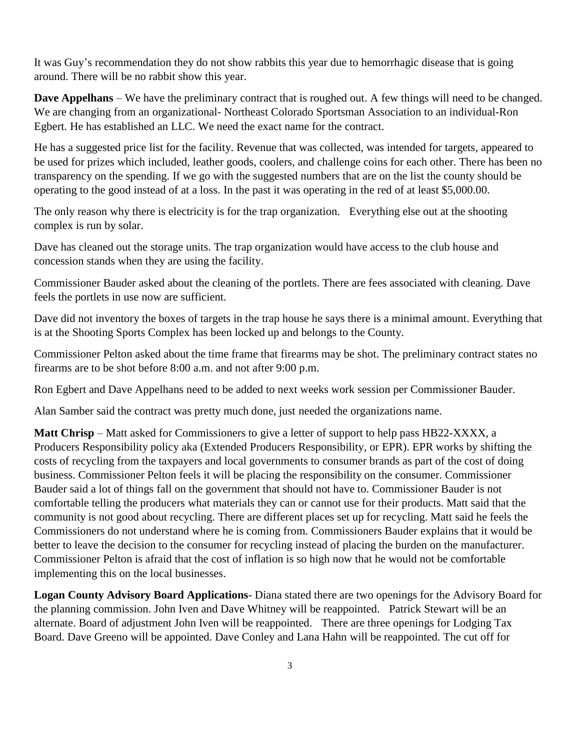It was Guy's recommendation they do not show rabbits this year due to hemorrhagic disease that is going around. There will be no rabbit show this year.

**Dave Appelhans** – We have the preliminary contract that is roughed out. A few things will need to be changed. We are changing from an organizational- Northeast Colorado Sportsman Association to an individual-Ron Egbert. He has established an LLC. We need the exact name for the contract.

He has a suggested price list for the facility. Revenue that was collected, was intended for targets, appeared to be used for prizes which included, leather goods, coolers, and challenge coins for each other. There has been no transparency on the spending. If we go with the suggested numbers that are on the list the county should be operating to the good instead of at a loss. In the past it was operating in the red of at least $5,000.00.

The only reason why there is electricity is for the trap organization. Everything else out at the shooting complex is run by solar.

Dave has cleaned out the storage units. The trap organization would have access to the club house and concession stands when they are using the facility.

Commissioner Bauder asked about the cleaning of the portlets. There are fees associated with cleaning. Dave feels the portlets in use now are sufficient.

Dave did not inventory the boxes of targets in the trap house he says there is a minimal amount. Everything that is at the Shooting Sports Complex has been locked up and belongs to the County.

Commissioner Pelton asked about the time frame that firearms may be shot. The preliminary contract states no firearms are to be shot before 8:00 a.m. and not after 9:00 p.m.

Ron Egbert and Dave Appelhans need to be added to next weeks work session per Commissioner Bauder.

Alan Samber said the contract was pretty much done, just needed the organizations name.

**Matt Chrisp** – Matt asked for Commissioners to give a letter of support to help pass HB22-XXXX, a Producers Responsibility policy aka (Extended Producers Responsibility, or EPR). EPR works by shifting the costs of recycling from the taxpayers and local governments to consumer brands as part of the cost of doing business. Commissioner Pelton feels it will be placing the responsibility on the consumer. Commissioner Bauder said a lot of things fall on the government that should not have to. Commissioner Bauder is not comfortable telling the producers what materials they can or cannot use for their products. Matt said that the community is not good about recycling. There are different places set up for recycling. Matt said he feels the Commissioners do not understand where he is coming from. Commissioners Bauder explains that it would be better to leave the decision to the consumer for recycling instead of placing the burden on the manufacturer. Commissioner Pelton is afraid that the cost of inflation is so high now that he would not be comfortable implementing this on the local businesses.

**Logan County Advisory Board Applications**- Diana stated there are two openings for the Advisory Board for the planning commission. John Iven and Dave Whitney will be reappointed. Patrick Stewart will be an alternate. Board of adjustment John Iven will be reappointed. There are three openings for Lodging Tax Board. Dave Greeno will be appointed. Dave Conley and Lana Hahn will be reappointed. The cut off for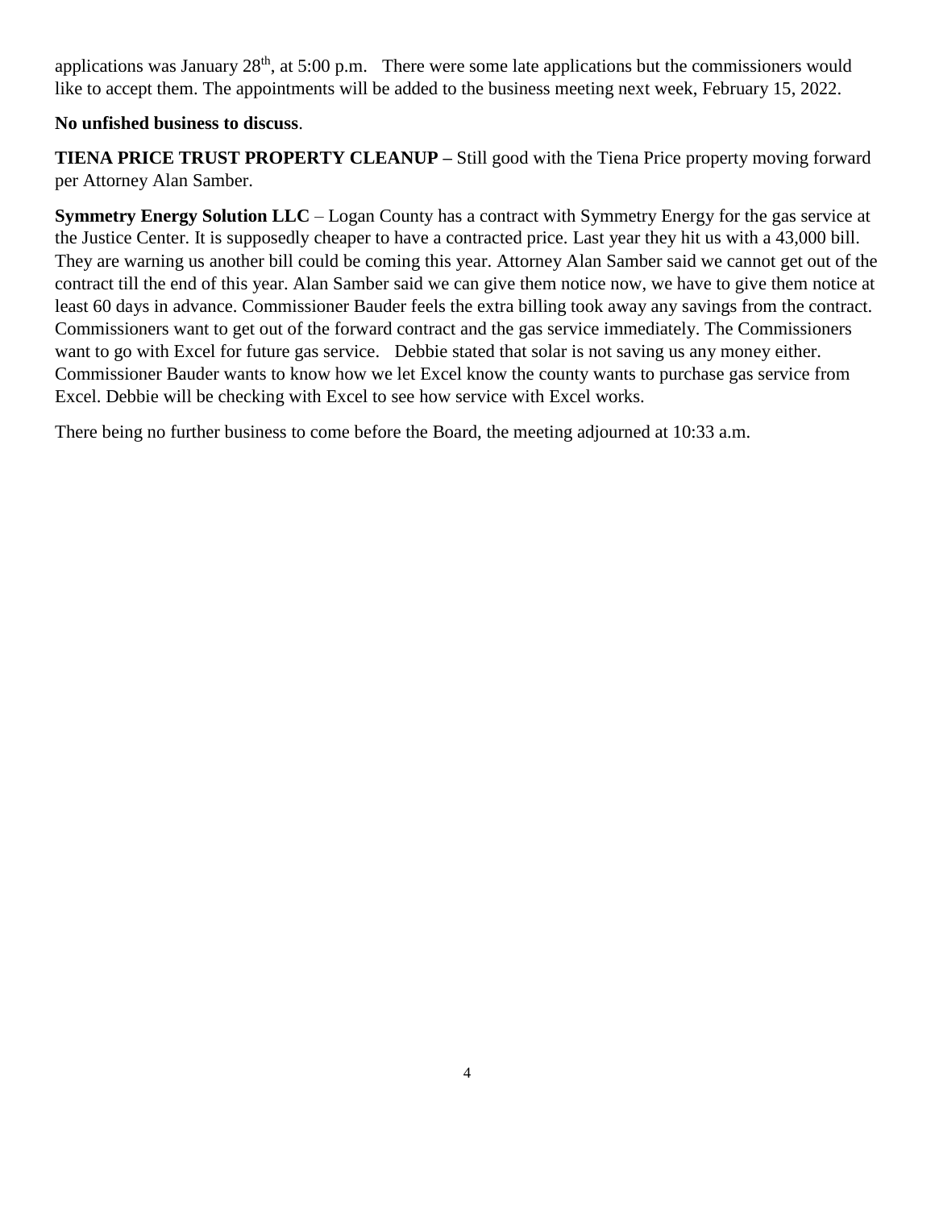applications was January 28th, at 5:00 p.m. There were some late applications but the commissioners would like to accept them. The appointments will be added to the business meeting next week, February 15, 2022.

**No unfished business to discuss**.

**TIENA PRICE TRUST PROPERTY CLEANUP –** Still good with the Tiena Price property moving forward per Attorney Alan Samber.

**Symmetry Energy Solution LLC** – Logan County has a contract with Symmetry Energy for the gas service at the Justice Center. It is supposedly cheaper to have a contracted price. Last year they hit us with a 43,000 bill. They are warning us another bill could be coming this year. Attorney Alan Samber said we cannot get out of the contract till the end of this year. Alan Samber said we can give them notice now, we have to give them notice at least 60 days in advance. Commissioner Bauder feels the extra billing took away any savings from the contract. Commissioners want to get out of the forward contract and the gas service immediately. The Commissioners want to go with Excel for future gas service. Debbie stated that solar is not saving us any money either. Commissioner Bauder wants to know how we let Excel know the county wants to purchase gas service from Excel. Debbie will be checking with Excel to see how service with Excel works.

There being no further business to come before the Board, the meeting adjourned at 10:33 a.m.